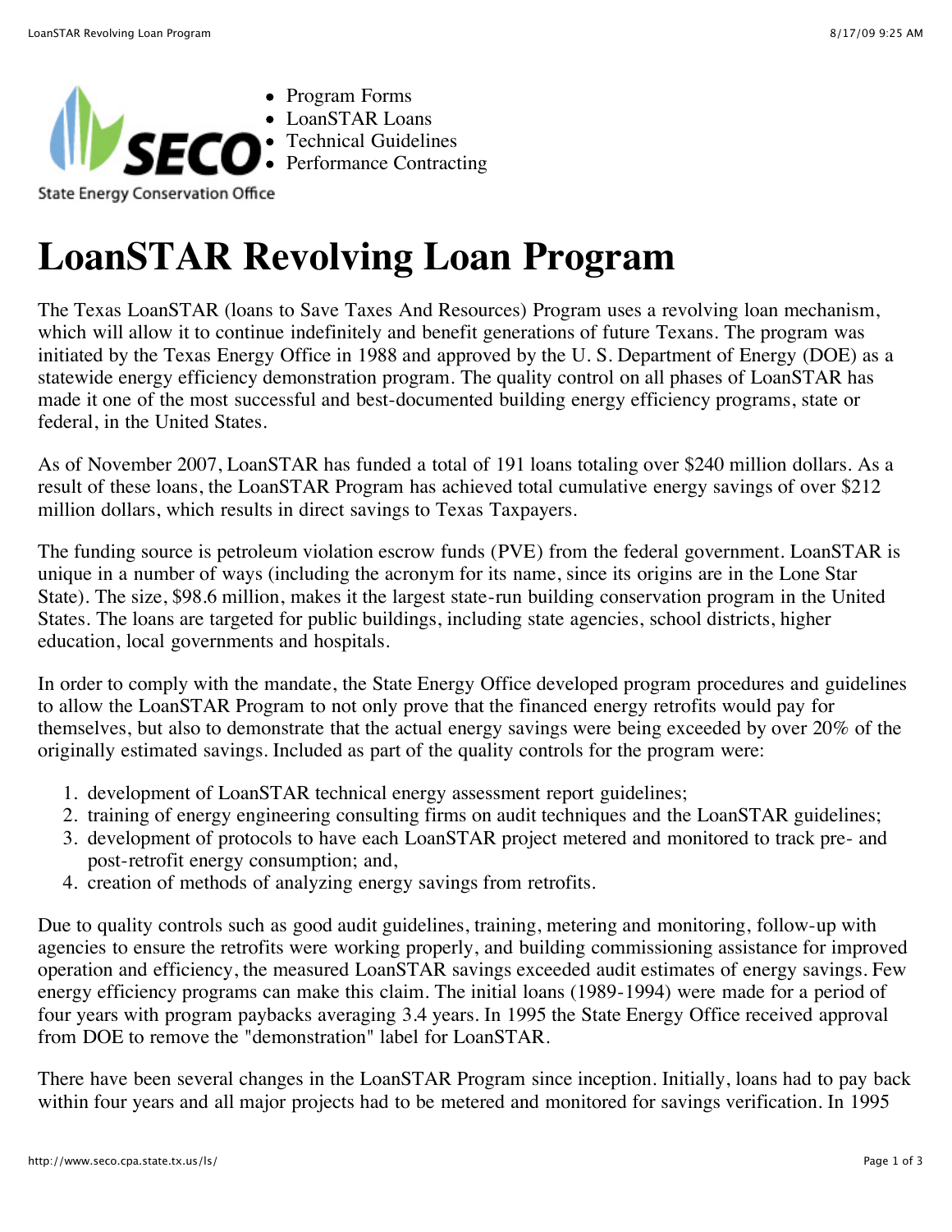SECO State Energy Conservation Office

- Program Forms
- LoanSTAR Loans
- Technical Guidelines
- Performance Contracting

# LoanSTAR Revolving Loan Program

The Texas LoanSTAR (loans to Save Taxes And Resources) Program uses a revolving loan mechanism, which will allow it to continue indefinitely and benefit generations of future Texans. The program was initiated by the Texas Energy Office in 1988 and approved by the U. S. Department of Energy (DOE) as a statewide energy efficiency demonstration program. The quality control on all phases of LoanSTAR has made it one of the most successful and best-documented building energy efficiency programs, state or federal, in the United States.

As of November 2007, LoanSTAR has funded a total of 191 loans totaling over $240 million dollars. As a result of these loans, the LoanSTAR Program has achieved total cumulative energy savings of over $212 million dollars, which results in direct savings to Texas Taxpayers.

The funding source is petroleum violation escrow funds (PVE) from the federal government. LoanSTAR is unique in a number of ways (including the acronym for its name, since its origins are in the Lone Star State). The size, $98.6 million, makes it the largest state-run building conservation program in the United States. The loans are targeted for public buildings, including state agencies, school districts, higher education, local governments and hospitals.

In order to comply with the mandate, the State Energy Office developed program procedures and guidelines to allow the LoanSTAR Program to not only prove that the financed energy retrofits would pay for themselves, but also to demonstrate that the actual energy savings were being exceeded by over 20% of the originally estimated savings. Included as part of the quality controls for the program were:

1. development of LoanSTAR technical energy assessment report guidelines;
2. training of energy engineering consulting firms on audit techniques and the LoanSTAR guidelines;
3. development of protocols to have each LoanSTAR project metered and monitored to track pre- and post-retrofit energy consumption; and,
4. creation of methods of analyzing energy savings from retrofits.

Due to quality controls such as good audit guidelines, training, metering and monitoring, follow-up with agencies to ensure the retrofits were working properly, and building commissioning assistance for improved operation and efficiency, the measured LoanSTAR savings exceeded audit estimates of energy savings. Few energy efficiency programs can make this claim. The initial loans (1989-1994) were made for a period of four years with program paybacks averaging 3.4 years. In 1995 the State Energy Office received approval from DOE to remove the "demonstration" label for LoanSTAR.

There have been several changes in the LoanSTAR Program since inception. Initially, loans had to pay back within four years and all major projects had to be metered and monitored for savings verification. In 1995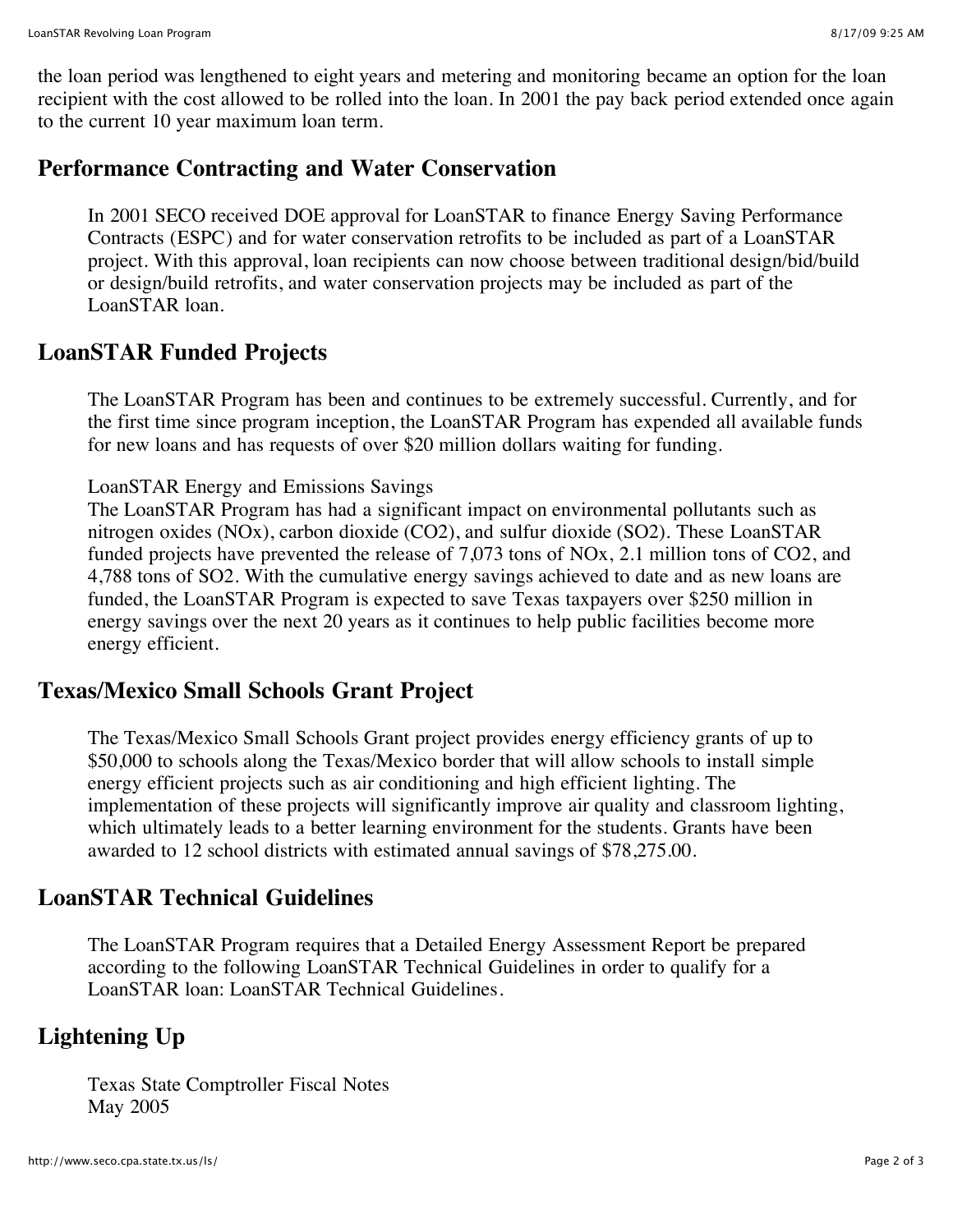the loan period was lengthened to eight years and metering and monitoring became an option for the loan recipient with the cost allowed to be rolled into the loan. In 2001 the pay back period extended once again to the current 10 year maximum loan term.

## Performance Contracting and Water Conservation

In 2001 SECO received DOE approval for LoanSTAR to finance Energy Saving Performance Contracts (ESPC) and for water conservation retrofits to be included as part of a LoanSTAR project. With this approval, loan recipients can now choose between traditional design/bid/build or design/build retrofits, and water conservation projects may be included as part of the LoanSTAR loan.

## LoanSTAR Funded Projects

The LoanSTAR Program has been and continues to be extremely successful. Currently, and for the first time since program inception, the LoanSTAR Program has expended all available funds for new loans and has requests of over $20 million dollars waiting for funding.

LoanSTAR Energy and Emissions Savings
The LoanSTAR Program has had a significant impact on environmental pollutants such as nitrogen oxides ($NO_x$), carbon dioxide ($CO_2$), and sulfur dioxide ($SO_2$). These LoanSTAR funded projects have prevented the release of 7,073 tons of $NO_x$, 2.1 million tons of $CO_2$, and 4,788 tons of $SO_2$. With the cumulative energy savings achieved to date and as new loans are funded, the LoanSTAR Program is expected to save Texas taxpayers over $250 million in energy savings over the next 20 years as it continues to help public facilities become more energy efficient.

## Texas/Mexico Small Schools Grant Project

The Texas/Mexico Small Schools Grant project provides energy efficiency grants of up to $50,000 to schools along the Texas/Mexico border that will allow schools to install simple energy efficient projects such as air conditioning and high efficient lighting. The implementation of these projects will significantly improve air quality and classroom lighting, which ultimately leads to a better learning environment for the students. Grants have been awarded to 12 school districts with estimated annual savings of $78,275.00.

## LoanSTAR Technical Guidelines

The LoanSTAR Program requires that a Detailed Energy Assessment Report be prepared according to the following LoanSTAR Technical Guidelines in order to qualify for a LoanSTAR loan: LoanSTAR Technical Guidelines.

## Lightening Up

Texas State Comptroller Fiscal Notes
May 2005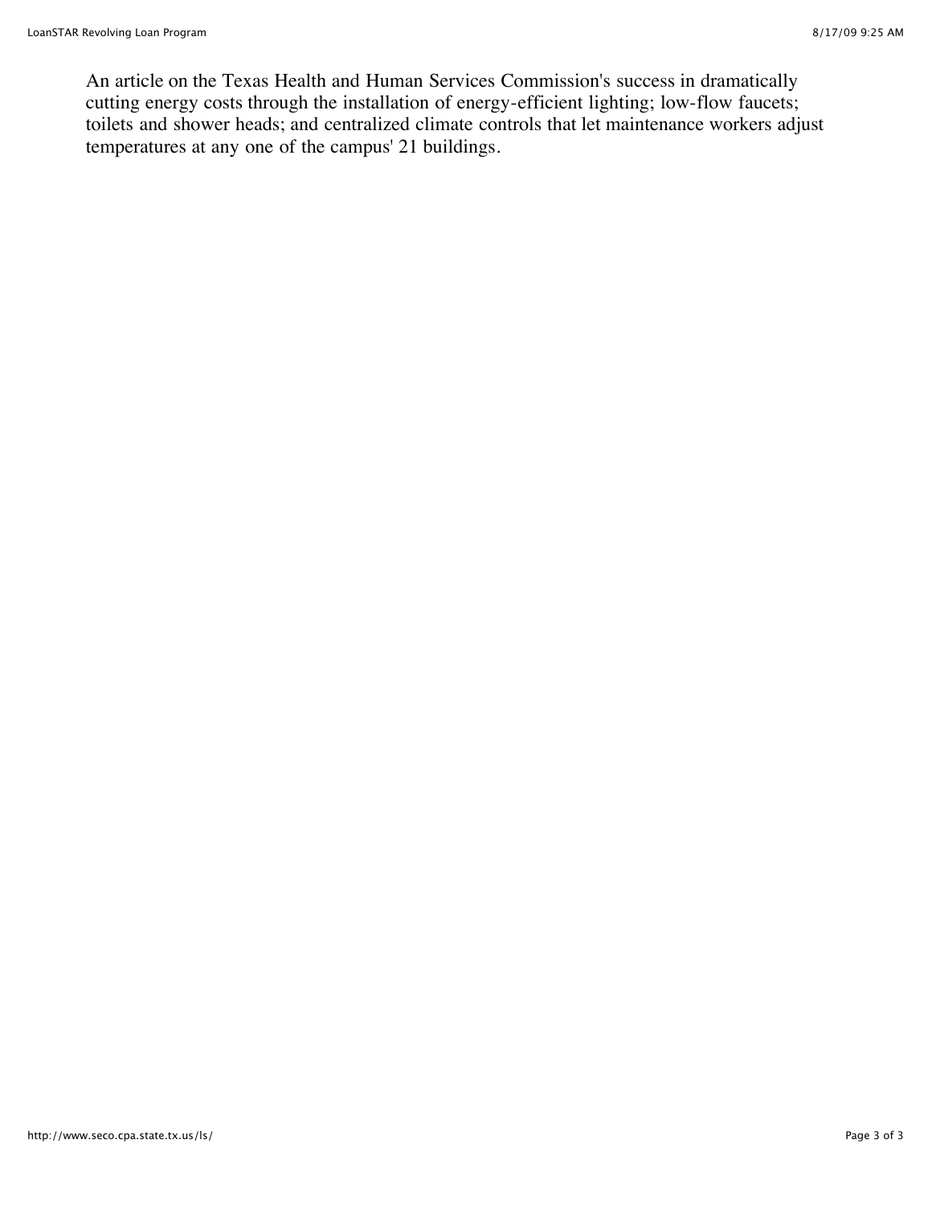An article on the Texas Health and Human Services Commission's success in dramatically cutting energy costs through the installation of energy-efficient lighting; low-flow faucets; toilets and shower heads; and centralized climate controls that let maintenance workers adjust temperatures at any one of the campus' 21 buildings.